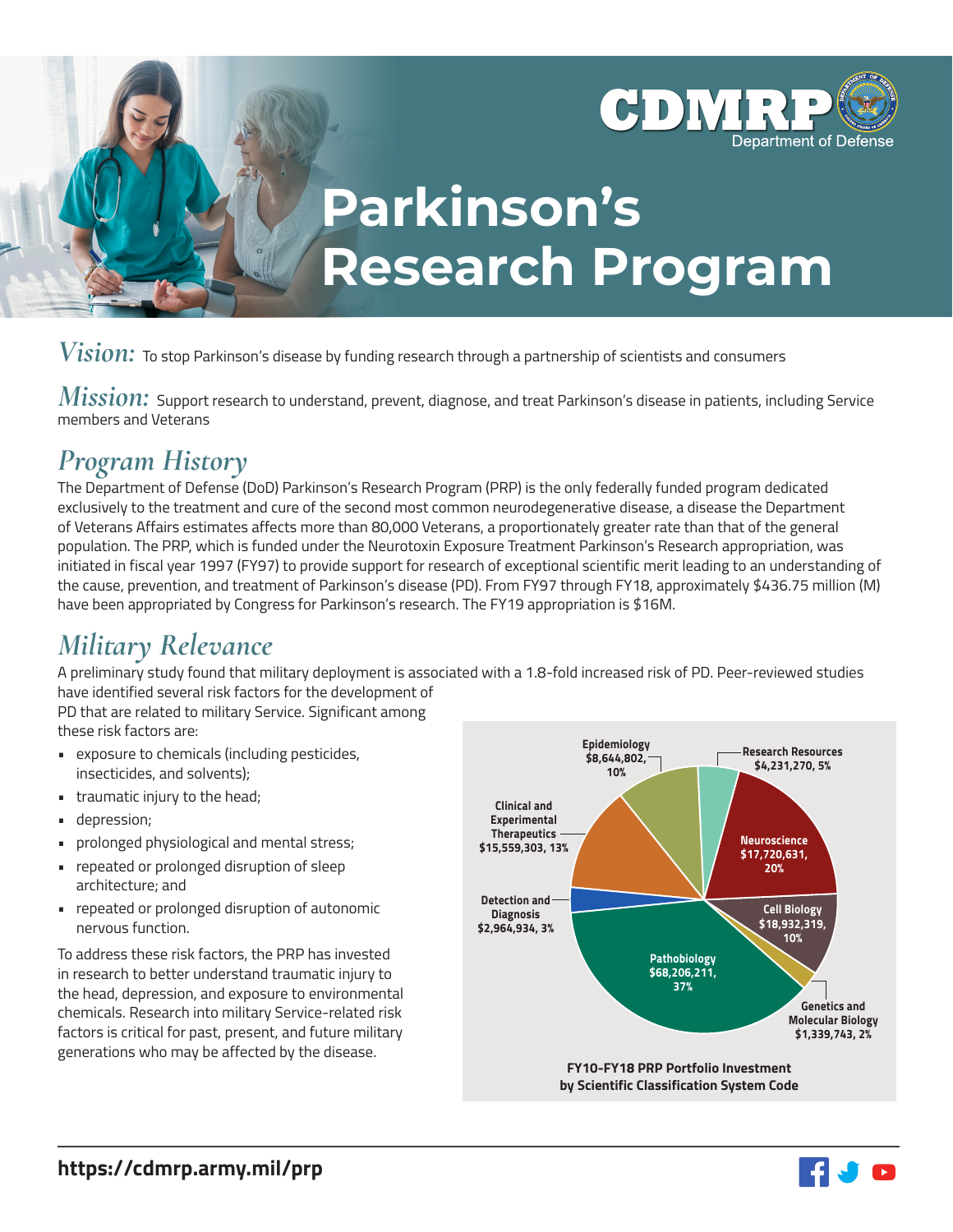CDMRP
Department of Defense

# Parkinson's Research Program

*Vision:* To stop Parkinson's disease by funding research through a partnership of scientists and consumers

*Mission:* Support research to understand, prevent, diagnose, and treat Parkinson's disease in patients, including Service members and Veterans

## *Program History*

The Department of Defense (DoD) Parkinson's Research Program (PRP) is the only federally funded program dedicated exclusively to the treatment and cure of the second most common neurodegenerative disease, a disease the Department of Veterans Affairs estimates affects more than 80,000 Veterans, a proportionately greater rate than that of the general population. The PRP, which is funded under the Neurotoxin Exposure Treatment Parkinson's Research appropriation, was initiated in fiscal year 1997 (FY97) to provide support for research of exceptional scientific merit leading to an understanding of the cause, prevention, and treatment of Parkinson's disease (PD). From FY97 through FY18, approximately $436.75 million (M) have been appropriated by Congress for Parkinson's research. The FY19 appropriation is $16M.

## *Military Relevance*

A preliminary study found that military deployment is associated with a 1.8-fold increased risk of PD. Peer-reviewed studies have identified several risk factors for the development of PD that are related to military Service. Significant among these risk factors are:

- exposure to chemicals (including pesticides, insecticides, and solvents);
- traumatic injury to the head;
- depression;
- prolonged physiological and mental stress;
- repeated or prolonged disruption of sleep architecture; and
- repeated or prolonged disruption of autonomic nervous function.

To address these risk factors, the PRP has invested in research to better understand traumatic injury to the head, depression, and exposure to environmental chemicals. Research into military Service-related risk factors is critical for past, present, and future military generations who may be affected by the disease.

Epidemiology $8,644,802, 10%
Research Resources $4,231,270, 5%
Neuroscience $17,720,631, 20%
Cell Biology $18,932,319, 10%
Genetics and Molecular Biology $1,339,743, 2%
Pathobiology $68,206,211, 37%
Detection and Diagnosis $2,964,934, 3%
Clinical and Experimental Therapeutics $15,559,303, 13%

**FY10-FY18 PRP Portfolio Investment by Scientific Classification System Code**

**https://cdmrp.army.mil/prp**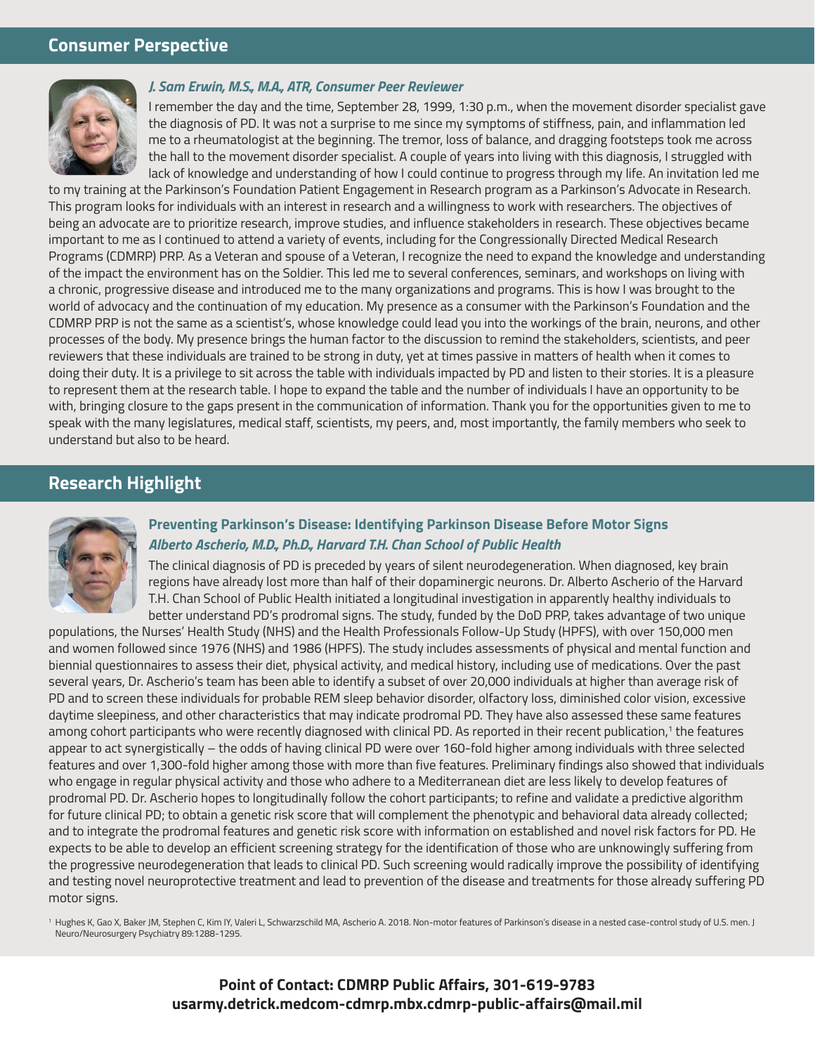## Consumer Perspective

***J. Sam Erwin, M.S., M.A., ATR, Consumer Peer Reviewer***

I remember the day and the time, September 28, 1999, 1:30 p.m., when the movement disorder specialist gave the diagnosis of PD. It was not a surprise to me since my symptoms of stiffness, pain, and inflammation led me to a rheumatologist at the beginning. The tremor, loss of balance, and dragging footsteps took me across the hall to the movement disorder specialist. A couple of years into living with this diagnosis, I struggled with lack of knowledge and understanding of how I could continue to progress through my life. An invitation led me to my training at the Parkinson's Foundation Patient Engagement in Research program as a Parkinson's Advocate in Research. This program looks for individuals with an interest in research and a willingness to work with researchers. The objectives of being an advocate are to prioritize research, improve studies, and influence stakeholders in research. These objectives became important to me as I continued to attend a variety of events, including for the Congressionally Directed Medical Research Programs (CDMRP) PRP. As a Veteran and spouse of a Veteran, I recognize the need to expand the knowledge and understanding of the impact the environment has on the Soldier. This led me to several conferences, seminars, and workshops on living with a chronic, progressive disease and introduced me to the many organizations and programs. This is how I was brought to the world of advocacy and the continuation of my education. My presence as a consumer with the Parkinson's Foundation and the CDMRP PRP is not the same as a scientist's, whose knowledge could lead you into the workings of the brain, neurons, and other processes of the body. My presence brings the human factor to the discussion to remind the stakeholders, scientists, and peer reviewers that these individuals are trained to be strong in duty, yet at times passive in matters of health when it comes to doing their duty. It is a privilege to sit across the table with individuals impacted by PD and listen to their stories. It is a pleasure to represent them at the research table. I hope to expand the table and the number of individuals I have an opportunity to be with, bringing closure to the gaps present in the communication of information. Thank you for the opportunities given to me to speak with the many legislatures, medical staff, scientists, my peers, and, most importantly, the family members who seek to understand but also to be heard.

## Research Highlight

### Preventing Parkinson's Disease: Identifying Parkinson Disease Before Motor Signs

***Alberto Ascherio, M.D., Ph.D., Harvard T.H. Chan School of Public Health***

The clinical diagnosis of PD is preceded by years of silent neurodegeneration. When diagnosed, key brain regions have already lost more than half of their dopaminergic neurons. Dr. Alberto Ascherio of the Harvard T.H. Chan School of Public Health initiated a longitudinal investigation in apparently healthy individuals to better understand PD's prodromal signs. The study, funded by the DoD PRP, takes advantage of two unique populations, the Nurses' Health Study (NHS) and the Health Professionals Follow-Up Study (HPFS), with over 150,000 men and women followed since 1976 (NHS) and 1986 (HPFS). The study includes assessments of physical and mental function and biennial questionnaires to assess their diet, physical activity, and medical history, including use of medications. Over the past several years, Dr. Ascherio's team has been able to identify a subset of over 20,000 individuals at higher than average risk of PD and to screen these individuals for probable REM sleep behavior disorder, olfactory loss, diminished color vision, excessive daytime sleepiness, and other characteristics that may indicate prodromal PD. They have also assessed these same features among cohort participants who were recently diagnosed with clinical PD. As reported in their recent publication,[1] the features appear to act synergistically – the odds of having clinical PD were over 160-fold higher among individuals with three selected features and over 1,300-fold higher among those with more than five features. Preliminary findings also showed that individuals who engage in regular physical activity and those who adhere to a Mediterranean diet are less likely to develop features of prodromal PD. Dr. Ascherio hopes to longitudinally follow the cohort participants; to refine and validate a predictive algorithm for future clinical PD; to obtain a genetic risk score that will complement the phenotypic and behavioral data already collected; and to integrate the prodromal features and genetic risk score with information on established and novel risk factors for PD. He expects to be able to develop an efficient screening strategy for the identification of those who are unknowingly suffering from the progressive neurodegeneration that leads to clinical PD. Such screening would radically improve the possibility of identifying and testing novel neuroprotective treatment and lead to prevention of the disease and treatments for those already suffering PD motor signs.

[1] Hughes K, Gao X, Baker JM, Stephen C, Kim IY, Valeri L, Schwarzschild MA, Ascherio A. 2018. Non-motor features of Parkinson's disease in a nested case-control study of U.S. men. J Neuro/Neurosurgery Psychiatry 89:1288-1295.

**Point of Contact: CDMRP Public Affairs, 301-619-9783**
**usarmy.detrick.medcom-cdmrp.mbx.cdmrp-public-affairs@mail.mil**